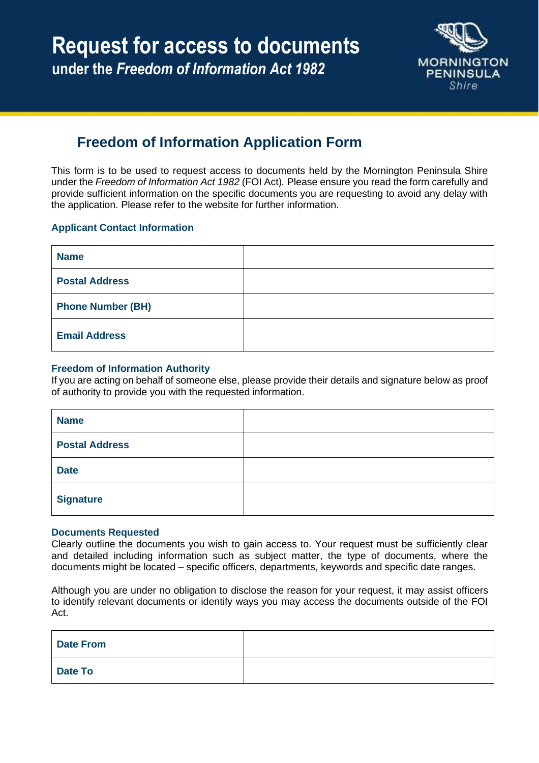# Request for access to documents

**under the *Freedom of Information Act 1982***

## Freedom of Information Application Form

This form is to be used to request access to documents held by the Mornington Peninsula Shire under the *Freedom of Information Act 1982* (FOI Act). Please ensure you read the form carefully and provide sufficient information on the specific documents you are requesting to avoid any delay with the application. Please refer to the website for further information.

### Applicant Contact Information

| | |
|---|---|
| **Name** | |
| **Postal Address** | |
| **Phone Number (BH)** | |
| **Email Address** | |

### Freedom of Information Authority

If you are acting on behalf of someone else, please provide their details and signature below as proof of authority to provide you with the requested information.

| | |
|---|---|
| **Name** | |
| **Postal Address** | |
| **Date** | |
| **Signature** | |

### Documents Requested

Clearly outline the documents you wish to gain access to. Your request must be sufficiently clear and detailed including information such as subject matter, the type of documents, where the documents might be located – specific officers, departments, keywords and specific date ranges.

Although you are under no obligation to disclose the reason for your request, it may assist officers to identify relevant documents or identify ways you may access the documents outside of the FOI Act.

| | |
|---|---|
| **Date From** | |
| **Date To** | |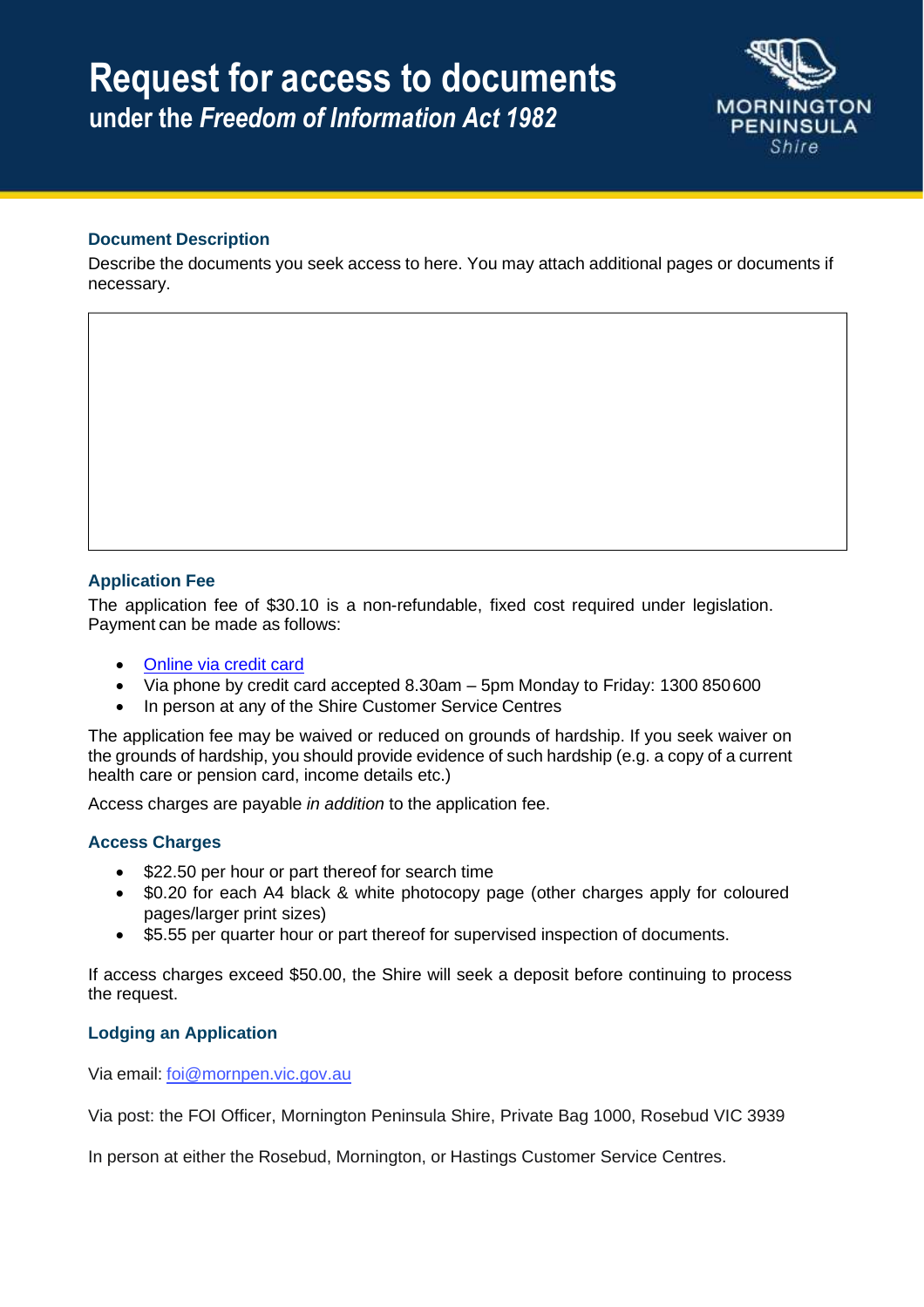# Request for access to documents

## under the *Freedom of Information Act 1982*

MORNINGTON PENINSULA *Shire*

### Document Description

Describe the documents you seek access to here. You may attach additional pages or documents if necessary.

### Application Fee

The application fee of $30.10 is a non-refundable, fixed cost required under legislation. Payment can be made as follows:

- Online via credit card
- Via phone by credit card accepted 8.30am – 5pm Monday to Friday: 1300 850 600
- In person at any of the Shire Customer Service Centres

The application fee may be waived or reduced on grounds of hardship. If you seek waiver on the grounds of hardship, you should provide evidence of such hardship (e.g. a copy of a current health care or pension card, income details etc.)

Access charges are payable *in addition* to the application fee.

### Access Charges

- $22.50 per hour or part thereof for search time
- $0.20 for each A4 black & white photocopy page (other charges apply for coloured pages/larger print sizes)
- $5.55 per quarter hour or part thereof for supervised inspection of documents.

If access charges exceed $50.00, the Shire will seek a deposit before continuing to process the request.

### Lodging an Application

Via email: foi@mornpen.vic.gov.au

Via post: the FOI Officer, Mornington Peninsula Shire, Private Bag 1000, Rosebud VIC 3939

In person at either the Rosebud, Mornington, or Hastings Customer Service Centres.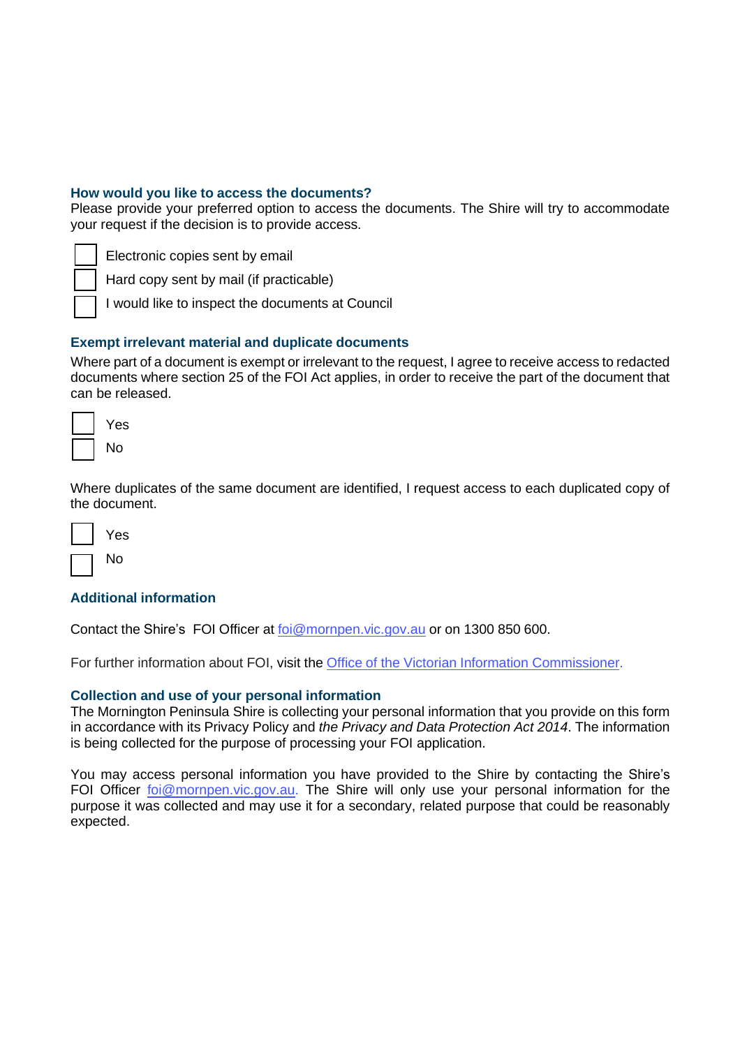### How would you like to access the documents?

Please provide your preferred option to access the documents. The Shire will try to accommodate your request if the decision is to provide access.

- [ ] Electronic copies sent by email
- [ ] Hard copy sent by mail (if practicable)
- [ ] I would like to inspect the documents at Council

### Exempt irrelevant material and duplicate documents

Where part of a document is exempt or irrelevant to the request, I agree to receive access to redacted documents where section 25 of the FOI Act applies, in order to receive the part of the document that can be released.

- [ ] Yes
- [ ] No

Where duplicates of the same document are identified, I request access to each duplicated copy of the document.

- [ ] Yes
- [ ] No

### Additional information

Contact the Shire's FOI Officer at foi@mornpen.vic.gov.au or on 1300 850 600.

For further information about FOI, visit the Office of the Victorian Information Commissioner.

### Collection and use of your personal information

The Mornington Peninsula Shire is collecting your personal information that you provide on this form in accordance with its Privacy Policy and *the Privacy and Data Protection Act 2014*. The information is being collected for the purpose of processing your FOI application.

You may access personal information you have provided to the Shire by contacting the Shire's FOI Officer foi@mornpen.vic.gov.au. The Shire will only use your personal information for the purpose it was collected and may use it for a secondary, related purpose that could be reasonably expected.